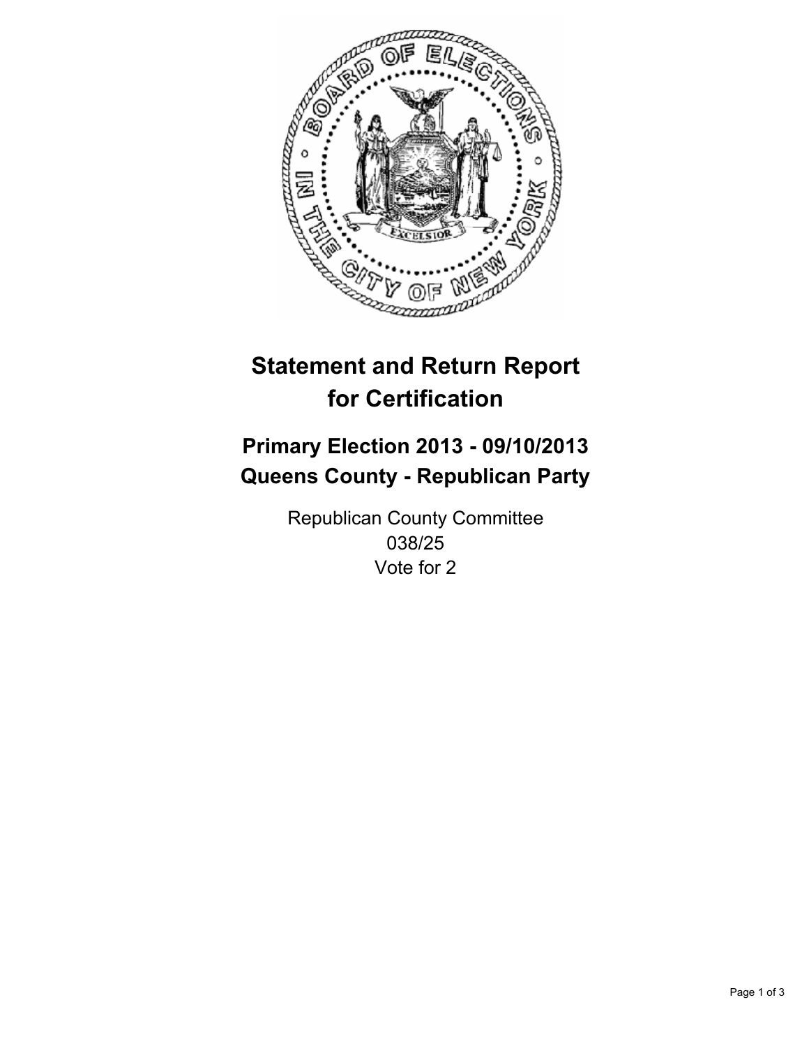# Statement and Return Report for Certification

## Primary Election 2013 - 09/10/2013
## Queens County - Republican Party

Republican County Committee
038/25
Vote for 2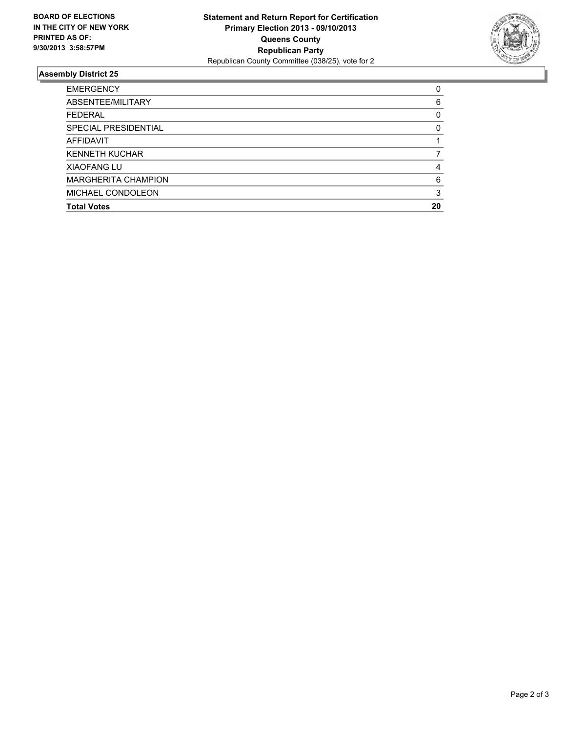**BOARD OF ELECTIONS**
**IN THE CITY OF NEW YORK**
**PRINTED AS OF:**
**9/30/2013 3:58:57PM**

**Statement and Return Report for Certification**
**Primary Election 2013 - 09/10/2013**
**Queens County**
**Republican Party**
Republican County Committee (038/25), vote for 2

### Assembly District 25

| | |
|---|---|
| EMERGENCY | 0 |
| ABSENTEE/MILITARY | 6 |
| FEDERAL | 0 |
| SPECIAL PRESIDENTIAL | 0 |
| AFFIDAVIT | 1 |
| KENNETH KUCHAR | 7 |
| XIAOFANG LU | 4 |
| MARGHERITA CHAMPION | 6 |
| MICHAEL CONDOLEON | 3 |
| **Total Votes** | **20** |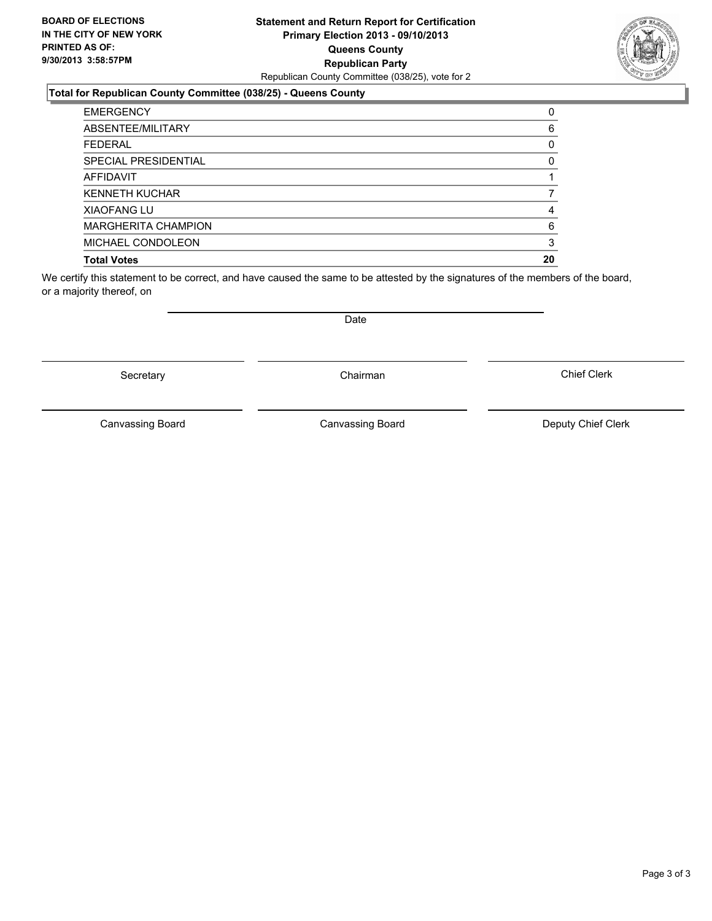**BOARD OF ELECTIONS IN THE CITY OF NEW YORK PRINTED AS OF: 9/30/2013 3:58:57PM**

**Statement and Return Report for Certification**
**Primary Election 2013 - 09/10/2013**
**Queens County**
**Republican Party**
Republican County Committee (038/25), vote for 2

### Total for Republican County Committee (038/25) - Queens County

| | |
|---|---|
| EMERGENCY | 0 |
| ABSENTEE/MILITARY | 6 |
| FEDERAL | 0 |
| SPECIAL PRESIDENTIAL | 0 |
| AFFIDAVIT | 1 |
| KENNETH KUCHAR | 7 |
| XIAOFANG LU | 4 |
| MARGHERITA CHAMPION | 6 |
| MICHAEL CONDOLEON | 3 |
| **Total Votes** | **20** |

We certify this statement to be correct, and have caused the same to be attested by the signatures of the members of the board, or a majority thereof, on

Date

| | | |
|---|---|---|
| Secretary | Chairman | Chief Clerk |
| Canvassing Board | Canvassing Board | Deputy Chief Clerk |